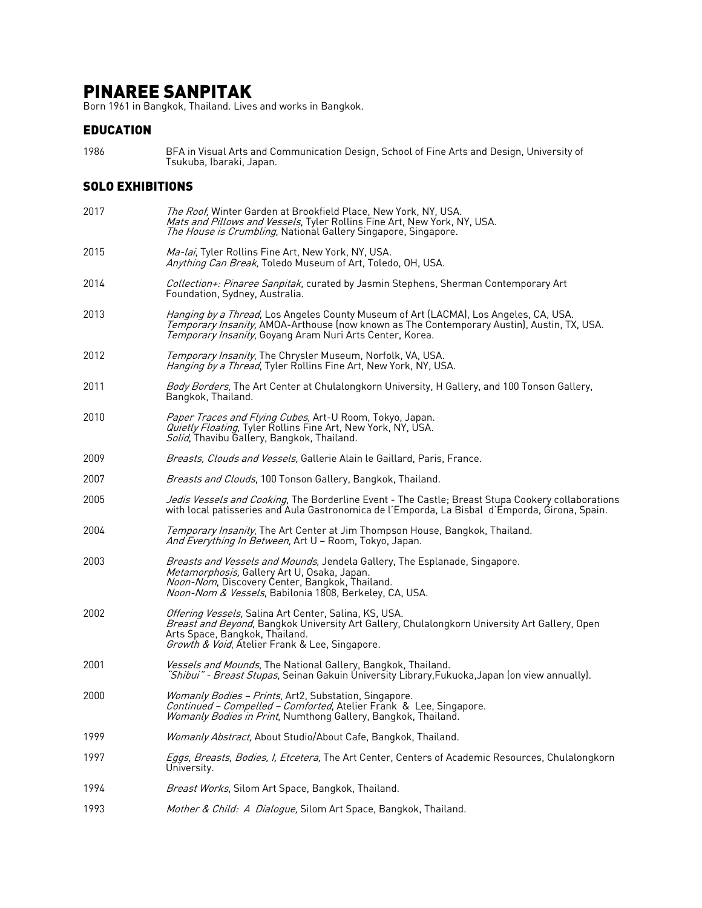# PINAREE SANPITAK

Born 1961 in Bangkok, Thailand. Lives and works in Bangkok.

## EDUCATION

1986 BFA in Visual Arts and Communication Design, School of Fine Arts and Design, University of Tsukuba, Ibaraki, Japan.

## SOLO EXHIBITIONS

2017 *The Roof,* Winter Garden at Brookfield Place, New York, NY, USA.
*Mats and Pillows and Vessels*, Tyler Rollins Fine Art, New York, NY, USA.
*The House is Crumbling*, National Gallery Singapore, Singapore.

2015 *Ma-lai*, Tyler Rollins Fine Art, New York, NY, USA.
*Anything Can Break,* Toledo Museum of Art, Toledo, OH, USA.

2014 *Collection+: Pinaree Sanpitak*, curated by Jasmin Stephens, Sherman Contemporary Art Foundation, Sydney, Australia.

2013 *Hanging by a Thread*, Los Angeles County Museum of Art (LACMA), Los Angeles, CA, USA.
*Temporary Insanity,* AMOA-Arthouse (now known as The Contemporary Austin), Austin, TX, USA.
*Temporary Insanity*, Goyang Aram Nuri Arts Center, Korea.

2012 *Temporary Insanity*, The Chrysler Museum, Norfolk, VA, USA.
*Hanging by a Thread*, Tyler Rollins Fine Art, New York, NY, USA.

2011 *Body Borders*, The Art Center at Chulalongkorn University, H Gallery, and 100 Tonson Gallery, Bangkok, Thailand.

2010 *Paper Traces and Flying Cubes*, Art-U Room, Tokyo, Japan.
*Quietly Floating*, Tyler Rollins Fine Art, New York, NY, USA.
*Solid*, Thavibu Gallery, Bangkok, Thailand.

2009 *Breasts, Clouds and Vessels,* Gallerie Alain le Gaillard, Paris, France.

2007 *Breasts and Clouds*, 100 Tonson Gallery, Bangkok, Thailand.

2005 *Jedis Vessels and Cooking*, The Borderline Event - The Castle; Breast Stupa Cookery collaborations with local patisseries and Aula Gastronomica de l'Emporda, La Bisbal d'Emporda, Girona, Spain.

2004 *Temporary Insanity*, The Art Center at Jim Thompson House, Bangkok, Thailand.
*And Everything In Between,* Art U – Room, Tokyo, Japan.

2003 *Breasts and Vessels and Mounds*, Jendela Gallery, The Esplanade, Singapore.
*Metamorphosis,* Gallery Art U, Osaka, Japan.
*Noon-Nom*, Discovery Center, Bangkok, Thailand.
*Noon-Nom & Vessels*, Babilonia 1808, Berkeley, CA, USA.

2002 *Offering Vessels,* Salina Art Center, Salina, KS, USA.
*Breast and Beyond*, Bangkok University Art Gallery, Chulalongkorn University Art Gallery, Open Arts Space, Bangkok, Thailand.
*Growth & Void*, Atelier Frank & Lee, Singapore.

2001 *Vessels and Mounds*, The National Gallery, Bangkok, Thailand.
*"Shibui" - Breast Stupas*, Seinan Gakuin University Library,Fukuoka,Japan (on view annually).

2000 *Womanly Bodies – Prints*, Art2, Substation, Singapore.
*Continued – Compelled – Comforted*, Atelier Frank & Lee, Singapore.
*Womanly Bodies in Print*, Numthong Gallery, Bangkok, Thailand.

1999 *Womanly Abstract,* About Studio/About Cafe, Bangkok, Thailand.

1997 *Eggs, Breasts, Bodies, I, Etcetera,* The Art Center, Centers of Academic Resources, Chulalongkorn University.

1994 *Breast Works*, Silom Art Space, Bangkok, Thailand.

1993 *Mother & Child: A Dialogue,* Silom Art Space, Bangkok, Thailand.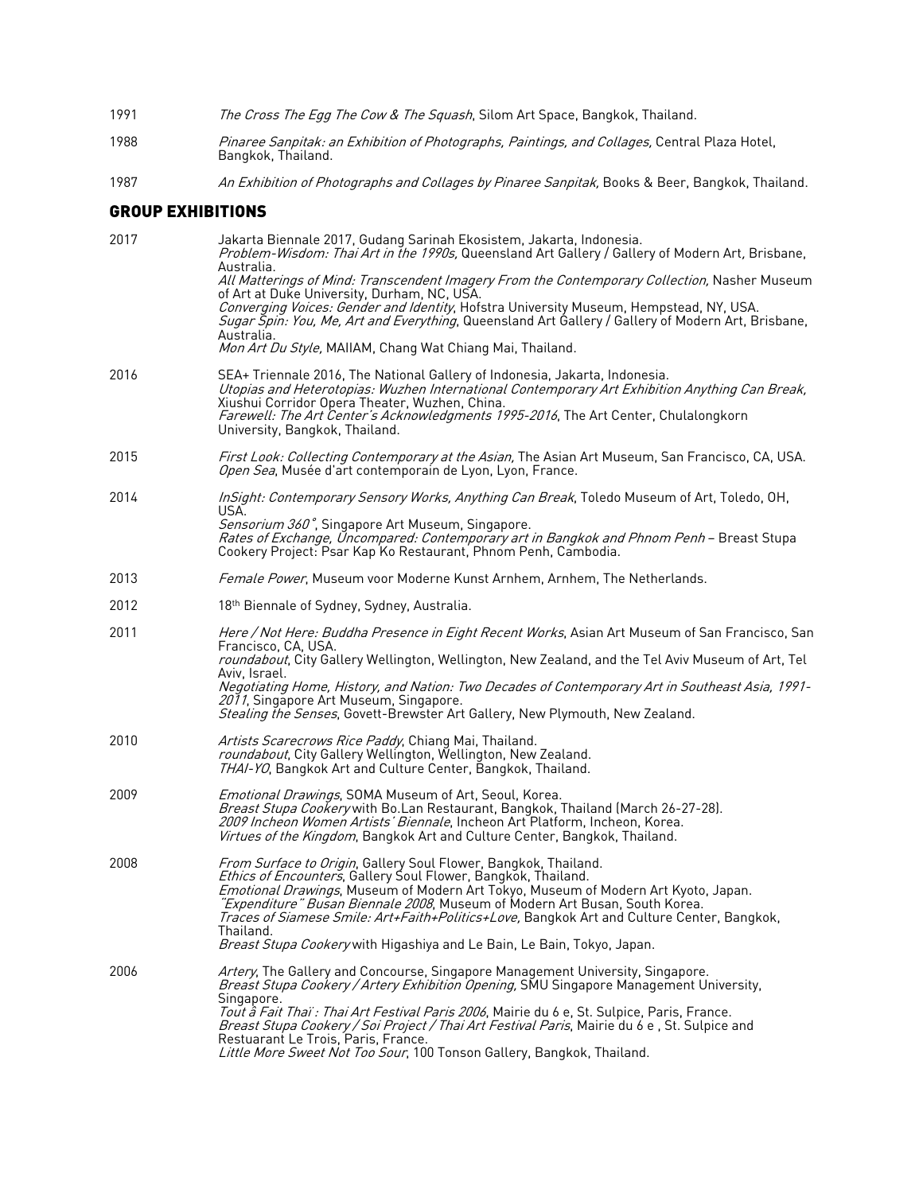1991 *The Cross The Egg The Cow & The Squash*, Silom Art Space, Bangkok, Thailand.

1988 *Pinaree Sanpitak: an Exhibition of Photographs, Paintings, and Collages,* Central Plaza Hotel, Bangkok, Thailand.

1987 *An Exhibition of Photographs and Collages by Pinaree Sanpitak,* Books & Beer, Bangkok, Thailand.

## GROUP EXHIBITIONS

2017
Jakarta Biennale 2017, Gudang Sarinah Ekosistem, Jakarta, Indonesia.
*Problem-Wisdom: Thai Art in the 1990s,* Queensland Art Gallery / Gallery of Modern Art, Brisbane, Australia.
*All Matterings of Mind: Transcendent Imagery From the Contemporary Collection,* Nasher Museum of Art at Duke University, Durham, NC, USA.
*Converging Voices: Gender and Identity*, Hofstra University Museum, Hempstead, NY, USA.
*Sugar Spin: You, Me, Art and Everything*, Queensland Art Gallery / Gallery of Modern Art, Brisbane, Australia.
*Mon Art Du Style,* MAIIAM, Chang Wat Chiang Mai, Thailand.

2016
SEA+ Triennale 2016, The National Gallery of Indonesia, Jakarta, Indonesia.
*Utopias and Heterotopias: Wuzhen International Contemporary Art Exhibition Anything Can Break,* Xiushui Corridor Opera Theater, Wuzhen, China.
*Farewell: The Art Center's Acknowledgments 1995-2016*, The Art Center, Chulalongkorn University, Bangkok, Thailand.

2015
*First Look: Collecting Contemporary at the Asian,* The Asian Art Museum, San Francisco, CA, USA.
*Open Sea*, Musée d'art contemporain de Lyon, Lyon, France.

2014
*InSight: Contemporary Sensory Works, Anything Can Break*, Toledo Museum of Art, Toledo, OH, USA.
*Sensorium 360˚*, Singapore Art Museum, Singapore.
*Rates of Exchange, Uncompared: Contemporary art in Bangkok and Phnom Penh* – Breast Stupa Cookery Project: Psar Kap Ko Restaurant, Phnom Penh, Cambodia.

2013 *Female Power*, Museum voor Moderne Kunst Arnhem, Arnhem, The Netherlands.

2012 18th Biennale of Sydney, Sydney, Australia.

2011
*Here / Not Here: Buddha Presence in Eight Recent Works*, Asian Art Museum of San Francisco, San Francisco, CA, USA.
*roundabout*, City Gallery Wellington, Wellington, New Zealand, and the Tel Aviv Museum of Art, Tel Aviv, Israel.
*Negotiating Home, History, and Nation: Two Decades of Contemporary Art in Southeast Asia, 1991-2011*, Singapore Art Museum, Singapore.
*Stealing the Senses*, Govett-Brewster Art Gallery, New Plymouth, New Zealand.

2010
*Artists Scarecrows Rice Paddy*, Chiang Mai, Thailand.
*roundabout*, City Gallery Wellington, Wellington, New Zealand.
*THAI-YO*, Bangkok Art and Culture Center, Bangkok, Thailand.

2009
*Emotional Drawings*, SOMA Museum of Art, Seoul, Korea.
*Breast Stupa Cookery* with Bo.Lan Restaurant, Bangkok, Thailand (March 26-27-28).
*2009 Incheon Women Artists' Biennale*, Incheon Art Platform, Incheon, Korea.
*Virtues of the Kingdom*, Bangkok Art and Culture Center, Bangkok, Thailand.

2008
*From Surface to Origin*, Gallery Soul Flower, Bangkok, Thailand.
*Ethics of Encounters*, Gallery Soul Flower, Bangkok, Thailand.
*Emotional Drawings*, Museum of Modern Art Tokyo, Museum of Modern Art Kyoto, Japan.
*"Expenditure" Busan Biennale 2008*, Museum of Modern Art Busan, South Korea.
*Traces of Siamese Smile: Art+Faith+Politics+Love,* Bangkok Art and Culture Center, Bangkok, Thailand.
*Breast Stupa Cookery* with Higashiya and Le Bain, Le Bain, Tokyo, Japan.

2006
*Artery*, The Gallery and Concourse, Singapore Management University, Singapore.
*Breast Stupa Cookery / Artery Exhibition Opening,* SMU Singapore Management University, Singapore.
*Tout à Fait Thaï : Thai Art Festival Paris 2006*, Mairie du 6 e, St. Sulpice, Paris, France.
*Breast Stupa Cookery / Soi Project / Thai Art Festival Paris*, Mairie du 6 e , St. Sulpice and Restuarant Le Trois, Paris, France.
*Little More Sweet Not Too Sour*, 100 Tonson Gallery, Bangkok, Thailand.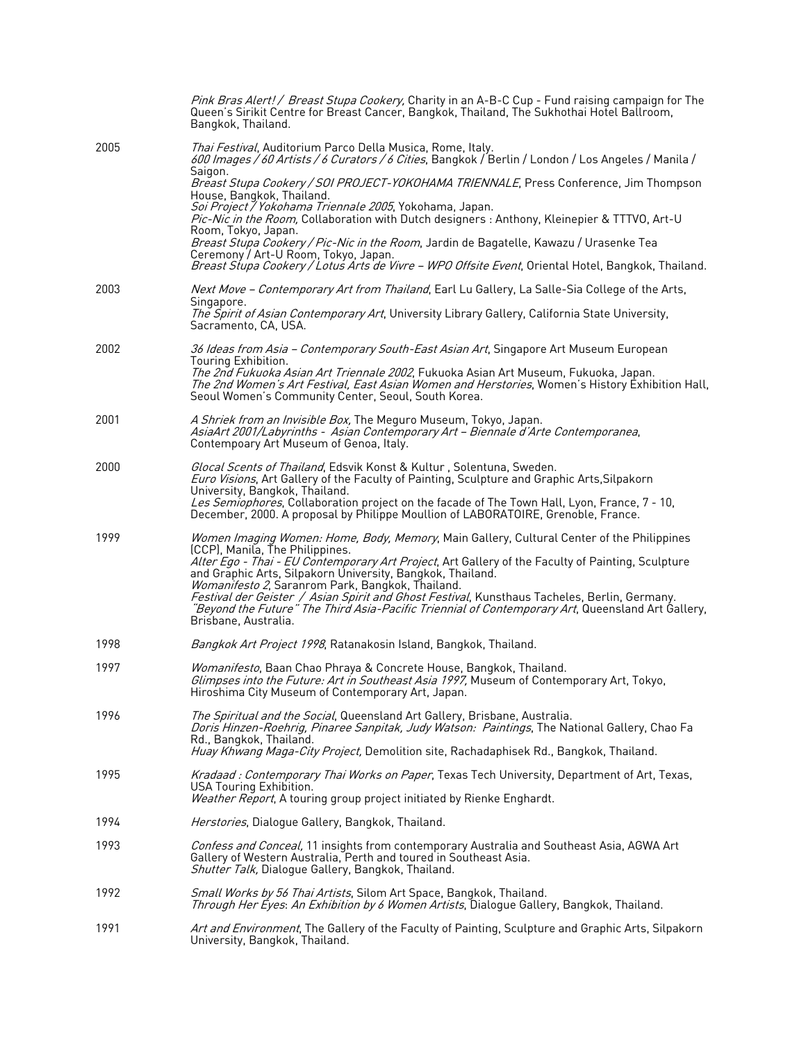*Pink Bras Alert! / Breast Stupa Cookery,* Charity in an A-B-C Cup - Fund raising campaign for The Queen's Sirikit Centre for Breast Cancer, Bangkok, Thailand, The Sukhothai Hotel Ballroom, Bangkok, Thailand.

2005

*Thai Festival*, Auditorium Parco Della Musica, Rome, Italy.
*600 Images / 60 Artists / 6 Curators / 6 Cities*, Bangkok / Berlin / London / Los Angeles / Manila / Saigon.
*Breast Stupa Cookery / SOI PROJECT-YOKOHAMA TRIENNALE*, Press Conference, Jim Thompson House, Bangkok, Thailand.
*Soi Project / Yokohama Triennale 2005*, Yokohama, Japan.
*Pic-Nic in the Room,* Collaboration with Dutch designers : Anthony, Kleinepier & TTTVO, Art-U Room, Tokyo, Japan.
*Breast Stupa Cookery / Pic-Nic in the Room*, Jardin de Bagatelle, Kawazu / Urasenke Tea Ceremony / Art-U Room, Tokyo, Japan.
*Breast Stupa Cookery / Lotus Arts de Vivre – WPO Offsite Event*, Oriental Hotel, Bangkok, Thailand.

2003

*Next Move – Contemporary Art from Thailand*, Earl Lu Gallery, La Salle-Sia College of the Arts, Singapore.
*The Spirit of Asian Contemporary Art*, University Library Gallery, California State University, Sacramento, CA, USA.

2002

*36 Ideas from Asia – Contemporary South-East Asian Art*, Singapore Art Museum European Touring Exhibition.
*The 2nd Fukuoka Asian Art Triennale 2002*, Fukuoka Asian Art Museum, Fukuoka, Japan.
*The 2nd Women's Art Festival, East Asian Women and Herstories*, Women's History Exhibition Hall, Seoul Women's Community Center, Seoul, South Korea.

2001

*A Shriek from an Invisible Box,* The Meguro Museum, Tokyo, Japan.
*AsiaArt 2001/Labyrinths - Asian Contemporary Art – Biennale d'Arte Contemporanea*, Contempoary Art Museum of Genoa, Italy.

2000

*Glocal Scents of Thailand*, Edsvik Konst & Kultur , Solentuna, Sweden.
*Euro Visions*, Art Gallery of the Faculty of Painting, Sculpture and Graphic Arts,Silpakorn University, Bangkok, Thailand.
*Les Semiophores*, Collaboration project on the facade of The Town Hall, Lyon, France, 7 - 10, December, 2000. A proposal by Philippe Moullion of LABORATOIRE, Grenoble, France.

1999

*Women Imaging Women: Home, Body, Memory*, Main Gallery, Cultural Center of the Philippines (CCP), Manila, The Philippines.
*Alter Ego - Thai - EU Contemporary Art Project*, Art Gallery of the Faculty of Painting, Sculpture and Graphic Arts, Silpakorn University, Bangkok, Thailand.
*Womanifesto 2*, Saranrom Park, Bangkok, Thailand.
*Festival der Geister / Asian Spirit and Ghost Festival*, Kunsthaus Tacheles, Berlin, Germany.
*"Beyond the Future" The Third Asia-Pacific Triennial of Contemporary Art*, Queensland Art Gallery, Brisbane, Australia.

1998

*Bangkok Art Project 1998*, Ratanakosin Island, Bangkok, Thailand.

1997

*Womanifesto*, Baan Chao Phraya & Concrete House, Bangkok, Thailand.
*Glimpses into the Future: Art in Southeast Asia 1997,* Museum of Contemporary Art, Tokyo, Hiroshima City Museum of Contemporary Art, Japan.

1996

*The Spiritual and the Social*, Queensland Art Gallery, Brisbane, Australia.
*Doris Hinzen-Roehrig, Pinaree Sanpitak, Judy Watson: Paintings*, The National Gallery, Chao Fa Rd., Bangkok, Thailand.
*Huay Khwang Maga-City Project,* Demolition site, Rachadaphisek Rd., Bangkok, Thailand.

1995

*Kradaad : Contemporary Thai Works on Paper*, Texas Tech University, Department of Art, Texas, USA Touring Exhibition.
*Weather Report*, A touring group project initiated by Rienke Enghardt.

1994

*Herstories*, Dialogue Gallery, Bangkok, Thailand.

1993

*Confess and Conceal,* 11 insights from contemporary Australia and Southeast Asia, AGWA Art Gallery of Western Australia, Perth and toured in Southeast Asia.
*Shutter Talk,* Dialogue Gallery, Bangkok, Thailand.

1992

*Small Works by 56 Thai Artists*, Silom Art Space, Bangkok, Thailand.
*Through Her Eyes*: *An Exhibition by 6 Women Artists*, Dialogue Gallery, Bangkok, Thailand.

1991

*Art and Environment*, The Gallery of the Faculty of Painting, Sculpture and Graphic Arts, Silpakorn University, Bangkok, Thailand.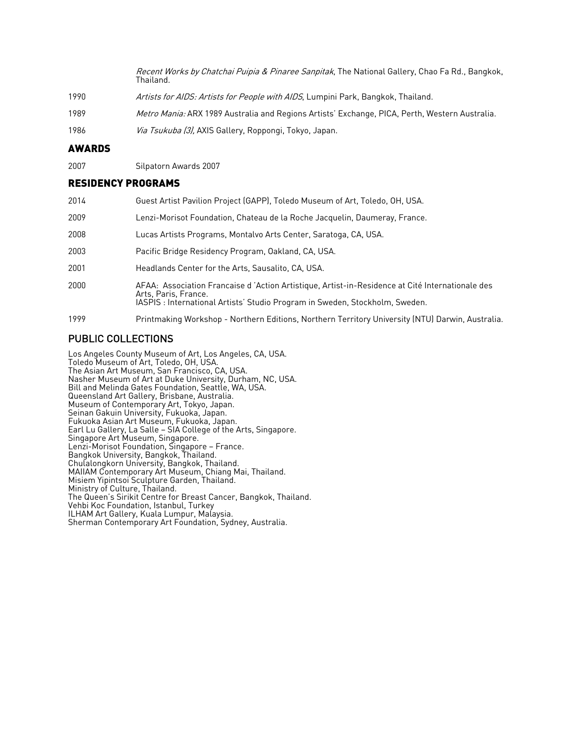*Recent Works by Chatchai Puipia & Pinaree Sanpitak*, The National Gallery, Chao Fa Rd., Bangkok, Thailand.

1990 *Artists for AIDS: Artists for People with AIDS*, Lumpini Park, Bangkok, Thailand.

1989 *Metro Mania:* ARX 1989 Australia and Regions Artists' Exchange, PICA, Perth, Western Australia.

1986 *Via Tsukuba (3),* AXIS Gallery, Roppongi, Tokyo, Japan.

## AWARDS

2007 Silpatorn Awards 2007

## RESIDENCY PROGRAMS

2014 Guest Artist Pavilion Project (GAPP), Toledo Museum of Art, Toledo, OH, USA.

2009 Lenzi-Morisot Foundation, Chateau de la Roche Jacquelin, Daumeray, France.

2008 Lucas Artists Programs, Montalvo Arts Center, Saratoga, CA, USA.

2003 Pacific Bridge Residency Program, Oakland, CA, USA.

2001 Headlands Center for the Arts, Sausalito, CA, USA.

2000 AFAA: Association Francaise d 'Action Artistique, Artist-in-Residence at Cité Internationale des Arts, Paris, France.
IASPIS : International Artists' Studio Program in Sweden, Stockholm, Sweden.

1999 Printmaking Workshop - Northern Editions, Northern Territory University (NTU) Darwin, Australia.

## PUBLIC COLLECTIONS

Los Angeles County Museum of Art, Los Angeles, CA, USA.
Toledo Museum of Art, Toledo, OH, USA.
The Asian Art Museum, San Francisco, CA, USA.
Nasher Museum of Art at Duke University, Durham, NC, USA.
Bill and Melinda Gates Foundation, Seattle, WA, USA.
Queensland Art Gallery, Brisbane, Australia.
Museum of Contemporary Art, Tokyo, Japan.
Seinan Gakuin University, Fukuoka, Japan.
Fukuoka Asian Art Museum, Fukuoka, Japan.
Earl Lu Gallery, La Salle – SIA College of the Arts, Singapore.
Singapore Art Museum, Singapore.
Lenzi-Morisot Foundation, Singapore – France.
Bangkok University, Bangkok, Thailand.
Chulalongkorn University, Bangkok, Thailand.
MAIIAM Contemporary Art Museum, Chiang Mai, Thailand.
Misiem Yipintsoi Sculpture Garden, Thailand.
Ministry of Culture, Thailand.
The Queen's Sirikit Centre for Breast Cancer, Bangkok, Thailand.
Vehbi Koc Foundation, Istanbul, Turkey
ILHAM Art Gallery, Kuala Lumpur, Malaysia.
Sherman Contemporary Art Foundation, Sydney, Australia.